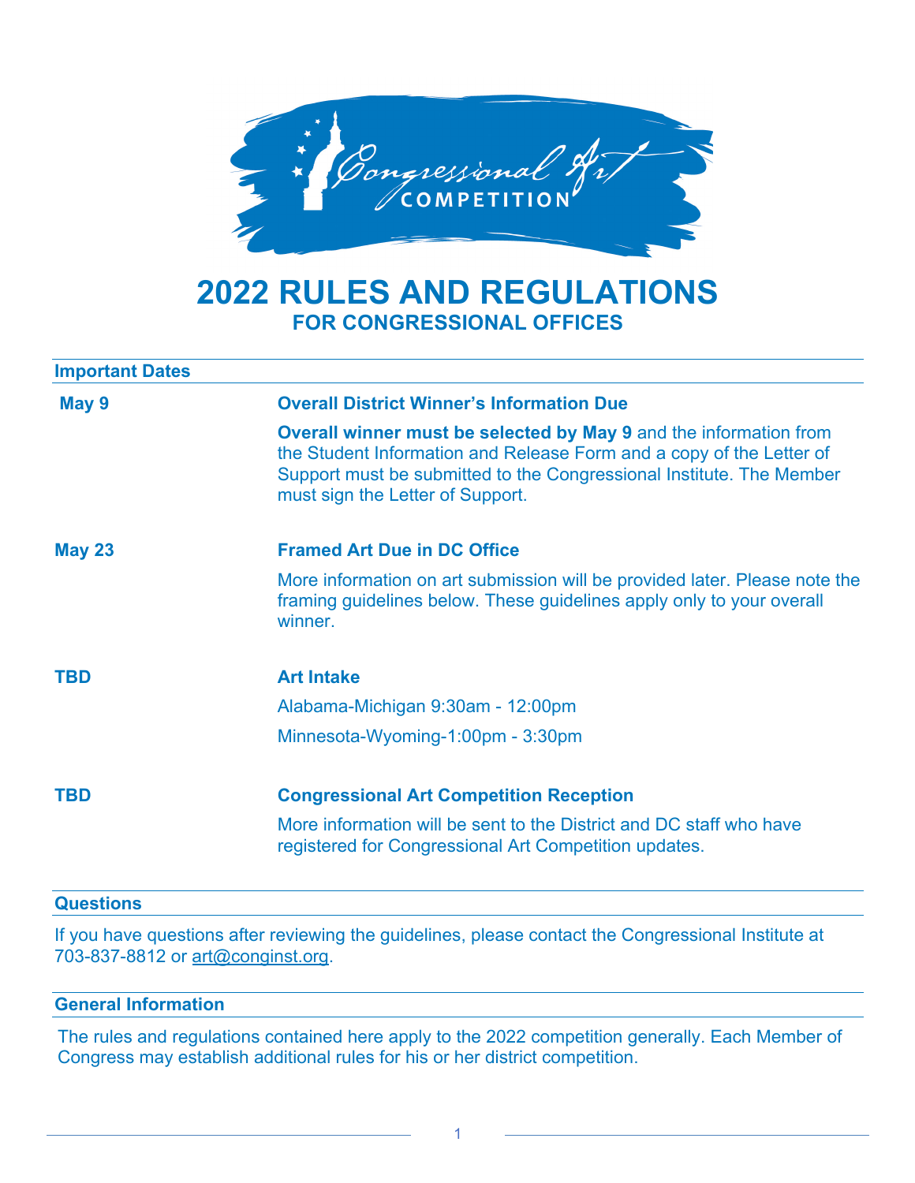Congressional Art COMPETITION

# 2022 RULES AND REGULATIONS

## FOR CONGRESSIONAL OFFICES

### Important Dates

**May 9** — **Overall District Winner's Information Due**

**Overall winner must be selected by May 9** and the information from the Student Information and Release Form and a copy of the Letter of Support must be submitted to the Congressional Institute. The Member must sign the Letter of Support.

**May 23** — **Framed Art Due in DC Office**

More information on art submission will be provided later. Please note the framing guidelines below. These guidelines apply only to your overall winner.

**TBD** — **Art Intake**

Alabama-Michigan 9:30am - 12:00pm

Minnesota-Wyoming-1:00pm - 3:30pm

**TBD** — **Congressional Art Competition Reception**

More information will be sent to the District and DC staff who have registered for Congressional Art Competition updates.

### Questions

If you have questions after reviewing the guidelines, please contact the Congressional Institute at 703-837-8812 or art@conginst.org.

### General Information

The rules and regulations contained here apply to the 2022 competition generally. Each Member of Congress may establish additional rules for his or her district competition.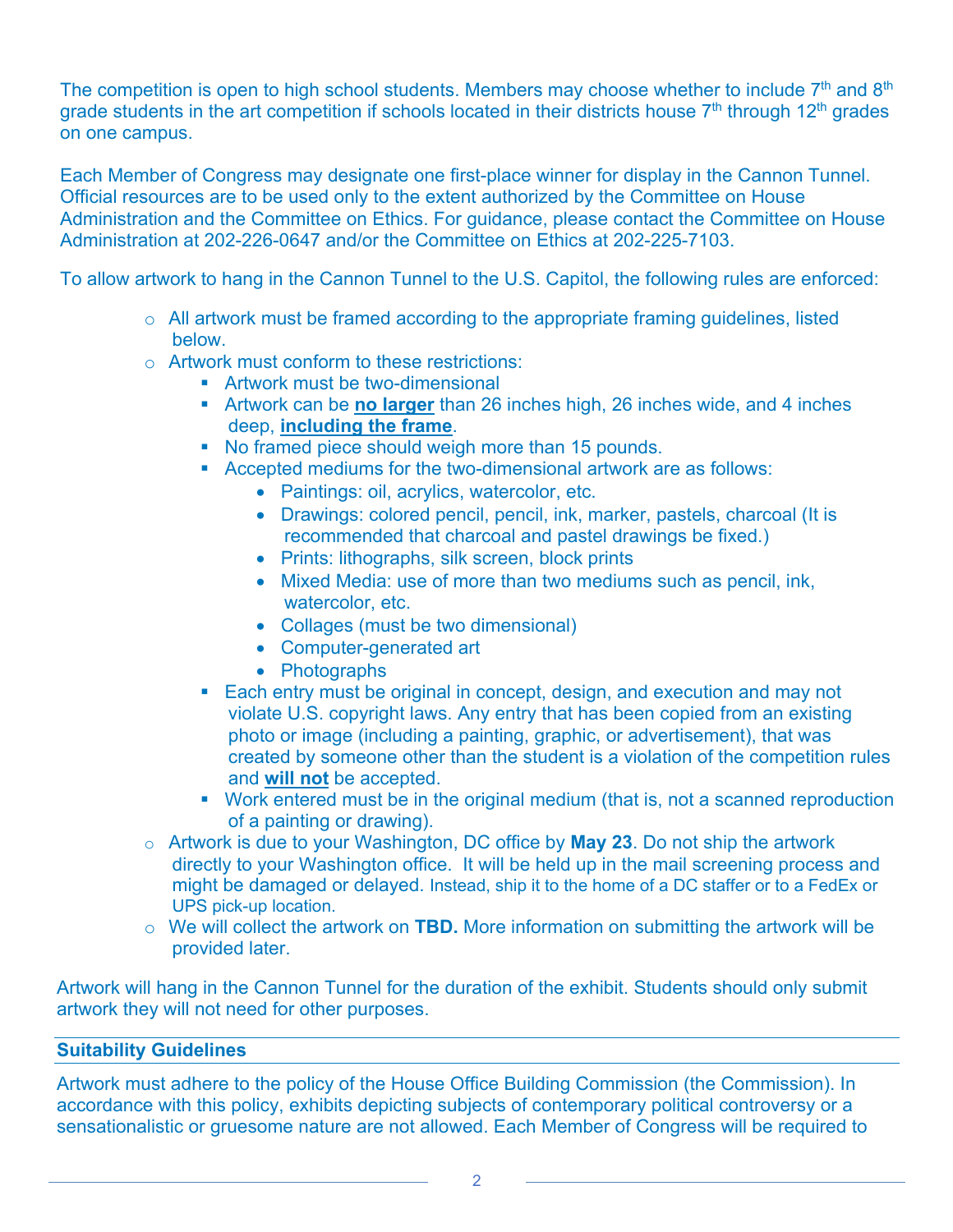The competition is open to high school students. Members may choose whether to include 7th and 8th grade students in the art competition if schools located in their districts house 7th through 12th grades on one campus.

Each Member of Congress may designate one first-place winner for display in the Cannon Tunnel. Official resources are to be used only to the extent authorized by the Committee on House Administration and the Committee on Ethics. For guidance, please contact the Committee on House Administration at 202-226-0647 and/or the Committee on Ethics at 202-225-7103.

To allow artwork to hang in the Cannon Tunnel to the U.S. Capitol, the following rules are enforced:

- All artwork must be framed according to the appropriate framing guidelines, listed below.
- Artwork must conform to these restrictions:
  - Artwork must be two-dimensional
  - Artwork can be **no larger** than 26 inches high, 26 inches wide, and 4 inches deep, **including the frame**.
  - No framed piece should weigh more than 15 pounds.
  - Accepted mediums for the two-dimensional artwork are as follows:
    - Paintings: oil, acrylics, watercolor, etc.
    - Drawings: colored pencil, pencil, ink, marker, pastels, charcoal (It is recommended that charcoal and pastel drawings be fixed.)
    - Prints: lithographs, silk screen, block prints
    - Mixed Media: use of more than two mediums such as pencil, ink, watercolor, etc.
    - Collages (must be two dimensional)
    - Computer-generated art
    - Photographs
  - Each entry must be original in concept, design, and execution and may not violate U.S. copyright laws. Any entry that has been copied from an existing photo or image (including a painting, graphic, or advertisement), that was created by someone other than the student is a violation of the competition rules and **will not** be accepted.
  - Work entered must be in the original medium (that is, not a scanned reproduction of a painting or drawing).
- Artwork is due to your Washington, DC office by **May 23**. Do not ship the artwork directly to your Washington office. It will be held up in the mail screening process and might be damaged or delayed. Instead, ship it to the home of a DC staffer or to a FedEx or UPS pick-up location.
- We will collect the artwork on **TBD.** More information on submitting the artwork will be provided later.

Artwork will hang in the Cannon Tunnel for the duration of the exhibit. Students should only submit artwork they will not need for other purposes.

## Suitability Guidelines

Artwork must adhere to the policy of the House Office Building Commission (the Commission). In accordance with this policy, exhibits depicting subjects of contemporary political controversy or a sensationalistic or gruesome nature are not allowed. Each Member of Congress will be required to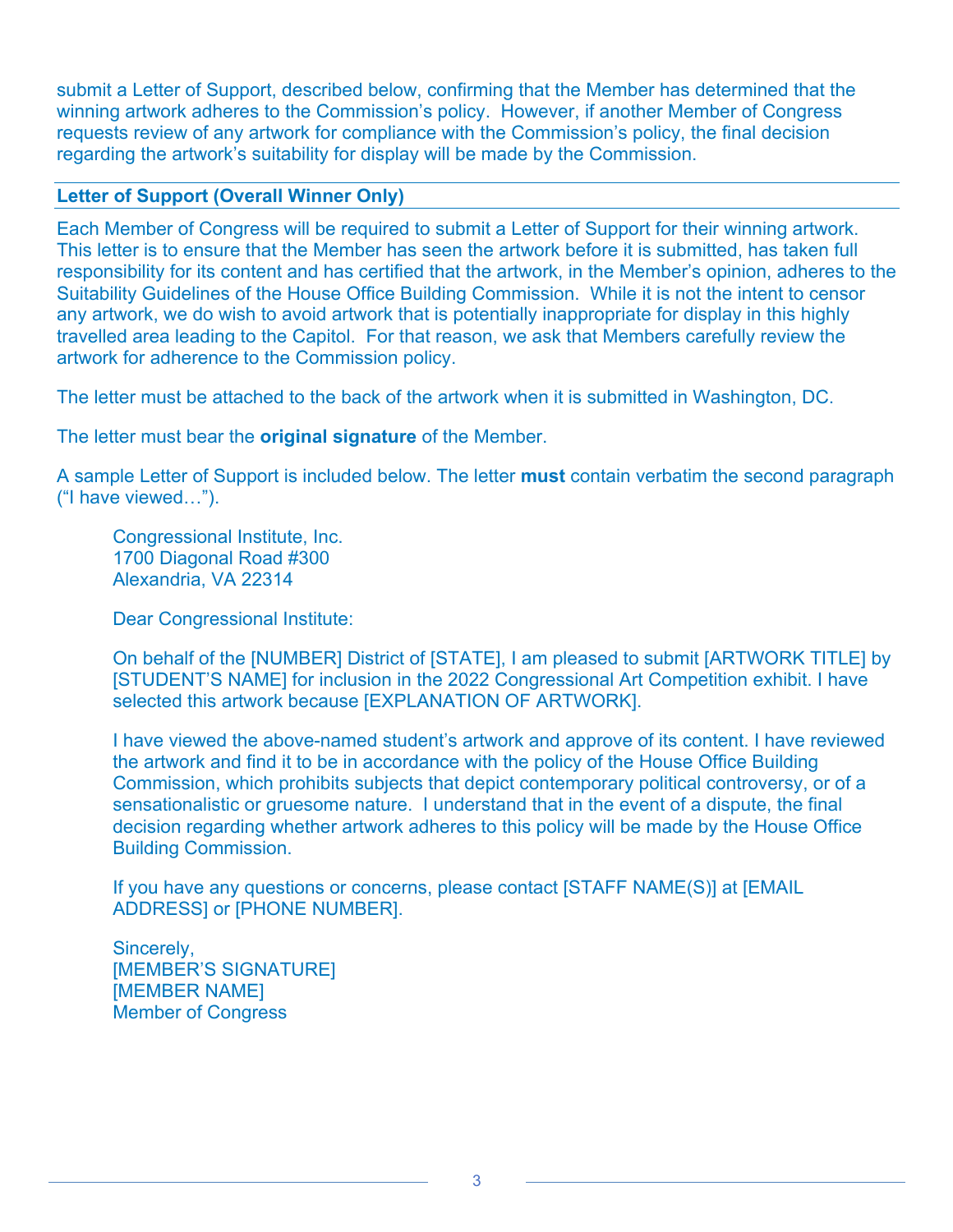submit a Letter of Support, described below, confirming that the Member has determined that the winning artwork adheres to the Commission's policy. However, if another Member of Congress requests review of any artwork for compliance with the Commission's policy, the final decision regarding the artwork's suitability for display will be made by the Commission.

## Letter of Support (Overall Winner Only)

Each Member of Congress will be required to submit a Letter of Support for their winning artwork. This letter is to ensure that the Member has seen the artwork before it is submitted, has taken full responsibility for its content and has certified that the artwork, in the Member's opinion, adheres to the Suitability Guidelines of the House Office Building Commission. While it is not the intent to censor any artwork, we do wish to avoid artwork that is potentially inappropriate for display in this highly travelled area leading to the Capitol. For that reason, we ask that Members carefully review the artwork for adherence to the Commission policy.

The letter must be attached to the back of the artwork when it is submitted in Washington, DC.

The letter must bear the **original signature** of the Member.

A sample Letter of Support is included below. The letter **must** contain verbatim the second paragraph ("I have viewed…").

> Congressional Institute, Inc.
> 1700 Diagonal Road #300
> Alexandria, VA 22314
>
> Dear Congressional Institute:
>
> On behalf of the [NUMBER] District of [STATE], I am pleased to submit [ARTWORK TITLE] by [STUDENT'S NAME] for inclusion in the 2022 Congressional Art Competition exhibit. I have selected this artwork because [EXPLANATION OF ARTWORK].
>
> I have viewed the above-named student's artwork and approve of its content. I have reviewed the artwork and find it to be in accordance with the policy of the House Office Building Commission, which prohibits subjects that depict contemporary political controversy, or of a sensationalistic or gruesome nature. I understand that in the event of a dispute, the final decision regarding whether artwork adheres to this policy will be made by the House Office Building Commission.
>
> If you have any questions or concerns, please contact [STAFF NAME(S)] at [EMAIL ADDRESS] or [PHONE NUMBER].
>
> Sincerely,
> [MEMBER'S SIGNATURE]
> [MEMBER NAME]
> Member of Congress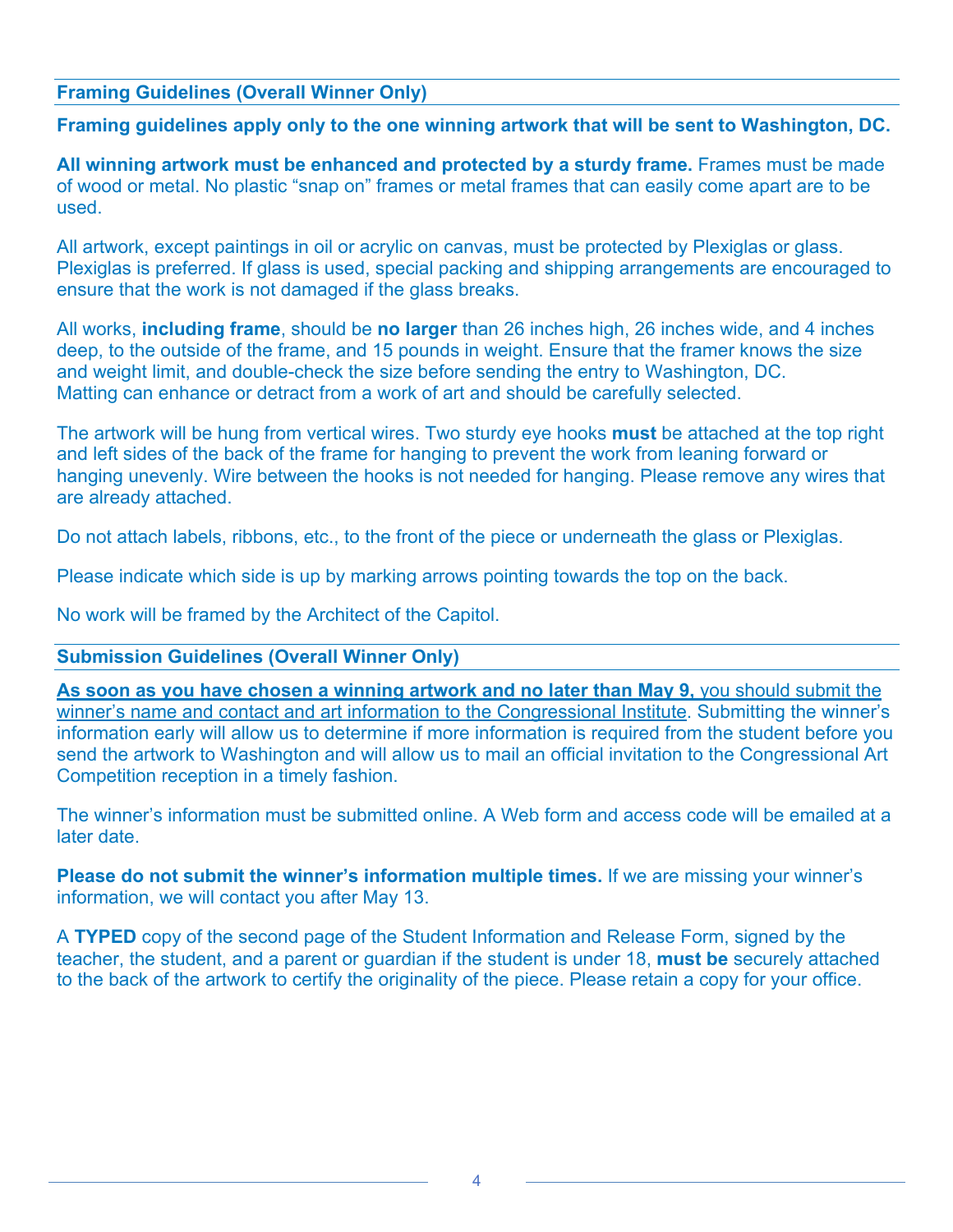## Framing Guidelines (Overall Winner Only)

**Framing guidelines apply only to the one winning artwork that will be sent to Washington, DC.**

**All winning artwork must be enhanced and protected by a sturdy frame.** Frames must be made of wood or metal. No plastic "snap on" frames or metal frames that can easily come apart are to be used.

All artwork, except paintings in oil or acrylic on canvas, must be protected by Plexiglas or glass. Plexiglas is preferred. If glass is used, special packing and shipping arrangements are encouraged to ensure that the work is not damaged if the glass breaks.

All works, **including frame**, should be **no larger** than 26 inches high, 26 inches wide, and 4 inches deep, to the outside of the frame, and 15 pounds in weight. Ensure that the framer knows the size and weight limit, and double-check the size before sending the entry to Washington, DC. Matting can enhance or detract from a work of art and should be carefully selected.

The artwork will be hung from vertical wires. Two sturdy eye hooks **must** be attached at the top right and left sides of the back of the frame for hanging to prevent the work from leaning forward or hanging unevenly. Wire between the hooks is not needed for hanging. Please remove any wires that are already attached.

Do not attach labels, ribbons, etc., to the front of the piece or underneath the glass or Plexiglas.

Please indicate which side is up by marking arrows pointing towards the top on the back.

No work will be framed by the Architect of the Capitol.

## Submission Guidelines (Overall Winner Only)

**As soon as you have chosen a winning artwork and no later than May 9,** you should submit the winner's name and contact and art information to the Congressional Institute. Submitting the winner's information early will allow us to determine if more information is required from the student before you send the artwork to Washington and will allow us to mail an official invitation to the Congressional Art Competition reception in a timely fashion.

The winner's information must be submitted online. A Web form and access code will be emailed at a later date.

**Please do not submit the winner's information multiple times.** If we are missing your winner's information, we will contact you after May 13.

A **TYPED** copy of the second page of the Student Information and Release Form, signed by the teacher, the student, and a parent or guardian if the student is under 18, **must be** securely attached to the back of the artwork to certify the originality of the piece. Please retain a copy for your office.